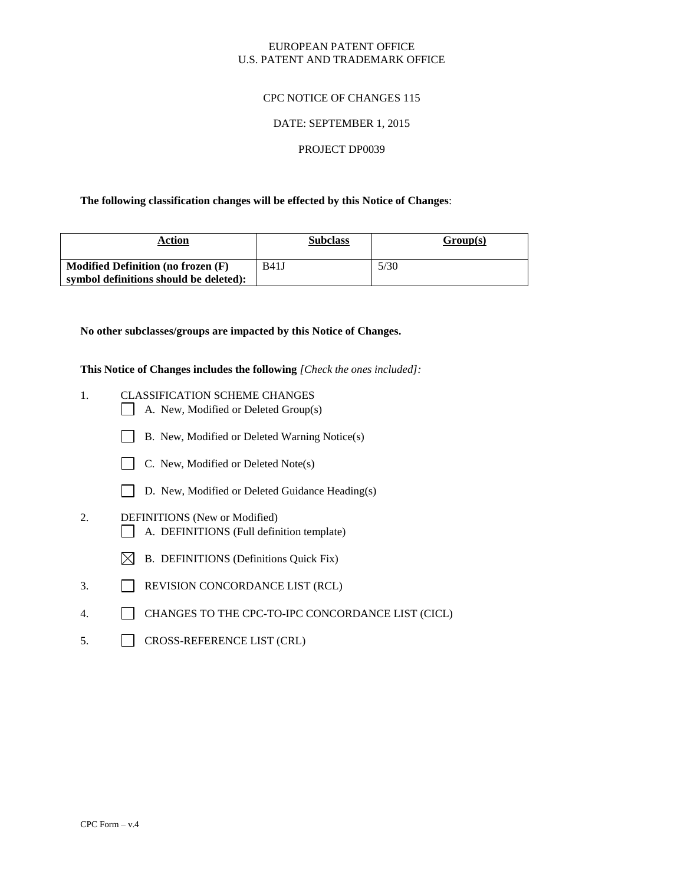EUROPEAN PATENT OFFICE
U.S. PATENT AND TRADEMARK OFFICE

CPC NOTICE OF CHANGES 115

DATE: SEPTEMBER 1, 2015

PROJECT DP0039

**The following classification changes will be effected by this Notice of Changes**:

| Action | Subclass | Group(s) |
|---|---|---|
| **Modified Definition (no frozen (F) symbol definitions should be deleted):** | B41J | 5/30 |

**No other subclasses/groups are impacted by this Notice of Changes.**

**This Notice of Changes includes the following** *[Check the ones included]:*

1. CLASSIFICATION SCHEME CHANGES
   - ☐ A. New, Modified or Deleted Group(s)
   - ☐ B. New, Modified or Deleted Warning Notice(s)
   - ☐ C. New, Modified or Deleted Note(s)
   - ☐ D. New, Modified or Deleted Guidance Heading(s)
2. DEFINITIONS (New or Modified)
   - ☐ A. DEFINITIONS (Full definition template)
   - ☒ B. DEFINITIONS (Definitions Quick Fix)
3. ☐ REVISION CONCORDANCE LIST (RCL)
4. ☐ CHANGES TO THE CPC-TO-IPC CONCORDANCE LIST (CICL)
5. ☐ CROSS-REFERENCE LIST (CRL)

CPC Form – v.4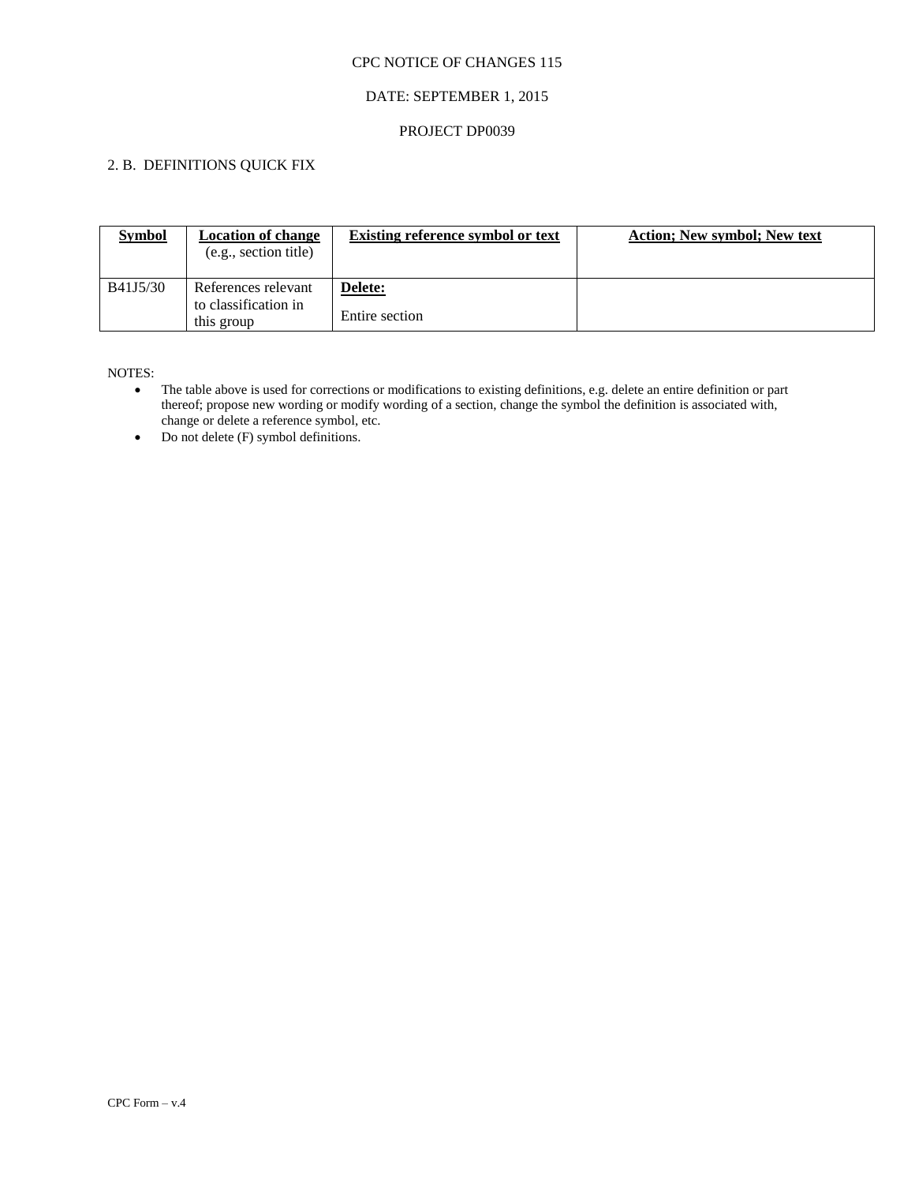CPC NOTICE OF CHANGES 115

DATE: SEPTEMBER 1, 2015

PROJECT DP0039

2. B. DEFINITIONS QUICK FIX

| **Symbol** | **Location of change** (e.g., section title) | **Existing reference symbol or text** | **Action; New symbol; New text** |
| --- | --- | --- | --- |
| B41J5/30 | References relevant to classification in this group | **Delete:** Entire section | |

NOTES:

- The table above is used for corrections or modifications to existing definitions, e.g. delete an entire definition or part thereof; propose new wording or modify wording of a section, change the symbol the definition is associated with, change or delete a reference symbol, etc.
- Do not delete (F) symbol definitions.

CPC Form – v.4